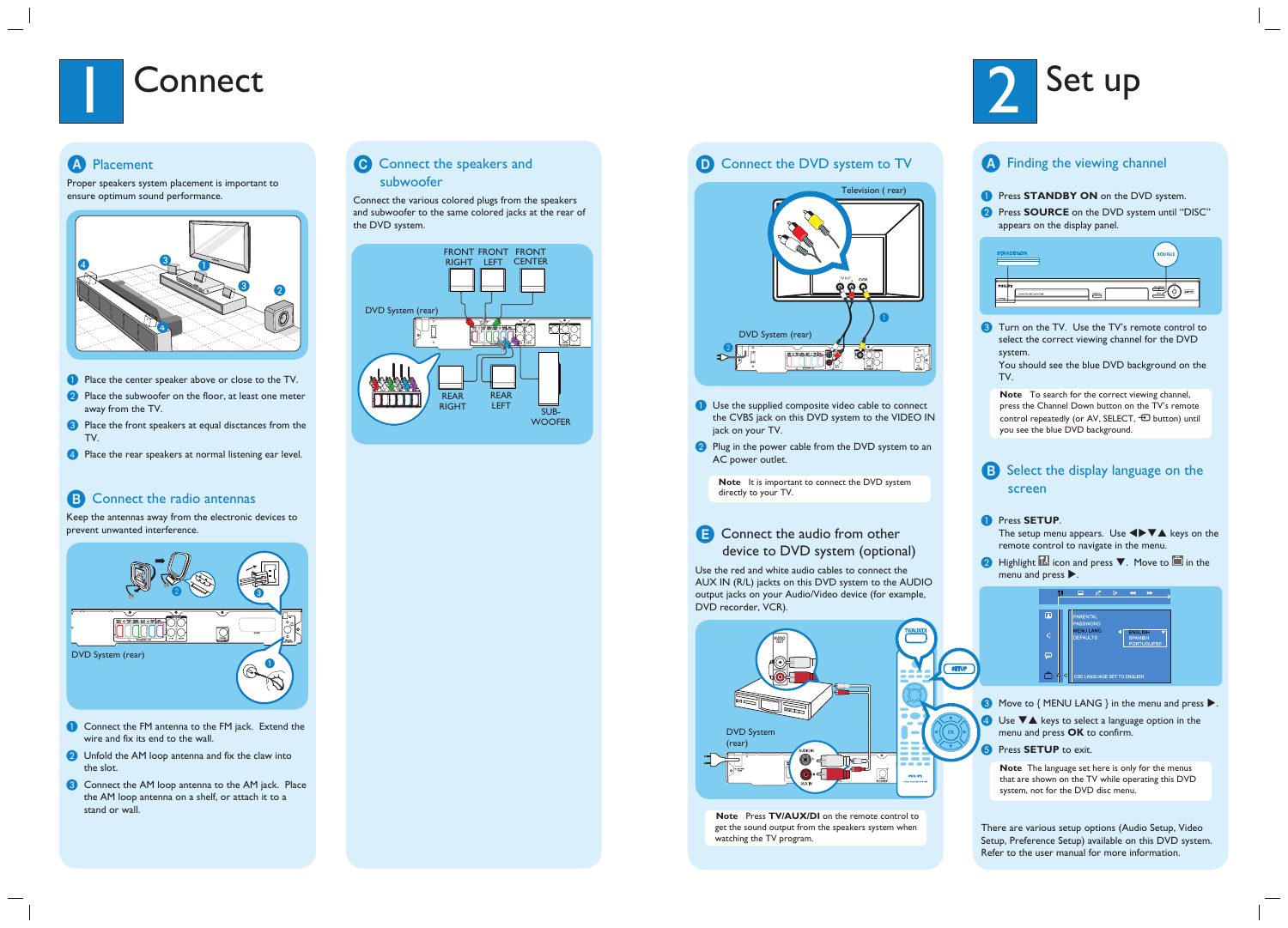# 1 Connect

## A Placement

Proper speakers system placement is important to ensure optimum sound performance.

1. Place the center speaker above or close to the TV.
2. Place the subwoofer on the floor, at least one meter away from the TV.
3. Place the front speakers at equal distances from the TV.
4. Place the rear speakers at normal listening ear level.

## B Connect the radio antennas

Keep the antennas away from the electronic devices to prevent unwanted interference.

DVD System (rear)

1. Connect the FM antenna to the FM jack. Extend the wire and fix its end to the wall.
2. Unfold the AM loop antenna and fix the claw into the slot.
3. Connect the AM loop antenna to the AM jack. Place the AM loop antenna on a shelf, or attach it to a stand or wall.

## C Connect the speakers and subwoofer

Connect the various colored plugs from the speakers and subwoofer to the same colored jacks at the rear of the DVD system.

FRONT RIGHT, FRONT LEFT, FRONT CENTER, DVD System (rear), REAR RIGHT, REAR LEFT, SUB-WOOFER

## D Connect the DVD system to TV

Television ( rear)

DVD System (rear)

1. Use the supplied composite video cable to connect the CVBS jack on this DVD system to the VIDEO IN jack on your TV.
2. Plug in the power cable from the DVD system to an AC power outlet.

**Note** It is important to connect the DVD system directly to your TV.

## E Connect the audio from other device to DVD system (optional)

Use the red and white audio cables to connect the AUX IN (R/L) jackets on this DVD system to the AUDIO output jacks on your Audio/Video device (for example, DVD recorder, VCR).

DVD System (rear)

**Note** Press **TV/AUX/DI** on the remote control to get the sound output from the speakers system when watching the TV program.

# 2 Set up

## A Finding the viewing channel

1. Press **STANDBY ON** on the DVD system.
2. Press **SOURCE** on the DVD system until "DISC" appears on the display panel.
3. Turn on the TV. Use the TV's remote control to select the correct viewing channel for the DVD system.
   You should see the blue DVD background on the TV.

**Note** To search for the correct viewing channel, press the Channel Down button on the TV's remote control repeatedly (or AV, SELECT, ⊕ button) until you see the blue DVD background.

## B Select the display language on the screen

1. Press **SETUP**.
   The setup menu appears. Use ◀▶▼▲ keys on the remote control to navigate in the menu.
2. Highlight icon and press ▼. Move to in the menu and press ▶.
3. Move to { MENU LANG } in the menu and press ▶.
4. Use ▼▲ keys to select a language option in the menu and press **OK** to confirm.
5. Press **SETUP** to exit.

**Note** The language set here is only for the menus that are shown on the TV while operating this DVD system, not for the DVD disc menu.

There are various setup options (Audio Setup, Video Setup, Preference Setup) available on this DVD system. Refer to the user manual for more information.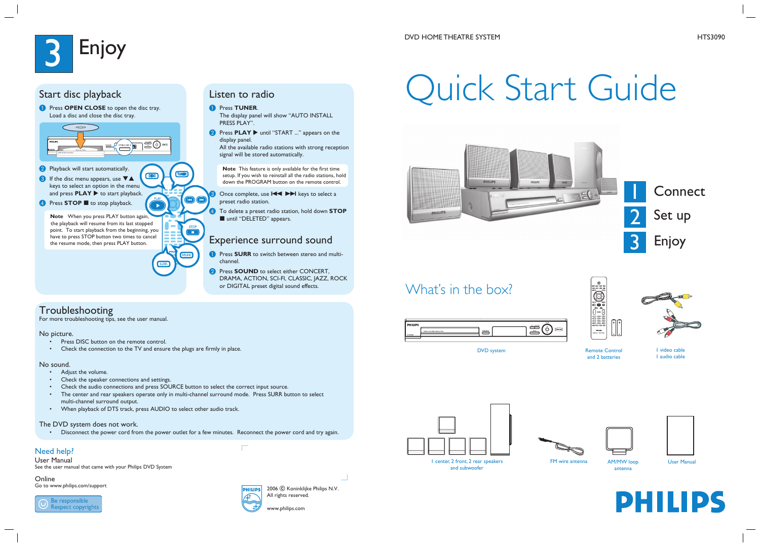# 3 Enjoy

## Start disc playback

1. Press **OPEN CLOSE** to open the disc tray. Load a disc and close the disc tray.
2. Playback will start automatically.
3. If the disc menu appears, use ▼▲ keys to select an option in the menu and press **PLAY** ▶ to start playback.
4. Press **STOP** ■ to stop playback.

**Note** When you press PLAY button again, the playback will resume from its last stopped point. To start playback from the beginning, you have to press STOP button two times to cancel the resume mode, then press PLAY button.

## Listen to radio

1. Press **TUNER**. The display panel will show "AUTO INSTALL PRESS PLAY".
2. Press **PLAY** ▶ until "START ..." appears on the display panel. All the available radio stations with strong reception signal will be stored automatically.

**Note** This feature is only available for the first time setup. If you wish to reinstall all the radio stations, hold down the PROGRAM button on the remote control.

3. Once complete, use ◀◀ ▶▶I keys to select a preset radio station.
4. To delete a preset radio station, hold down **STOP** ■ until "DELETED" appears.

## Experience surround sound

1. Press **SURR** to switch between stereo and multi-channel.
2. Press **SOUND** to select either CONCERT, DRAMA, ACTION, SCI-FI, CLASSIC, JAZZ, ROCK or DIGITAL preset digital sound effects.

## Troubleshooting

For more troubleshooting tips, see the user manual.

### No picture.

- Press DISC button on the remote control.
- Check the connection to the TV and ensure the plugs are firmly in place.

### No sound.

- Adjust the volume.
- Check the speaker connections and settings.
- Check the audio connections and press SOURCE button to select the correct input source.
- The center and rear speakers operate only in multi-channel surround mode. Press SURR button to select multi-channel surround output.
- When playback of DTS track, press AUDIO to select other audio track.

### The DVD system does not work.

- Disconnect the power cord from the power outlet for a few minutes. Reconnect the power cord and try again.

## Need help?

**User Manual**
See the user manual that came with your Philips DVD System

**Online**
Go to www.philips.com/support

Be responsible
Respect copyrights

2006 © Koninklijke Philips N.V.
All rights reserved.

www.philips.com

DVD HOME THEATRE SYSTEM HTS3090

# Quick Start Guide

1 Connect
2 Set up
3 Enjoy

## What's in the box?

DVD system

Remote Control and 2 batteries

1 video cable
1 audio cable

1 center, 2 front, 2 rear speakers and subwoofer

FM wire antenna

AM/MW loop antenna

User Manual

PHILIPS